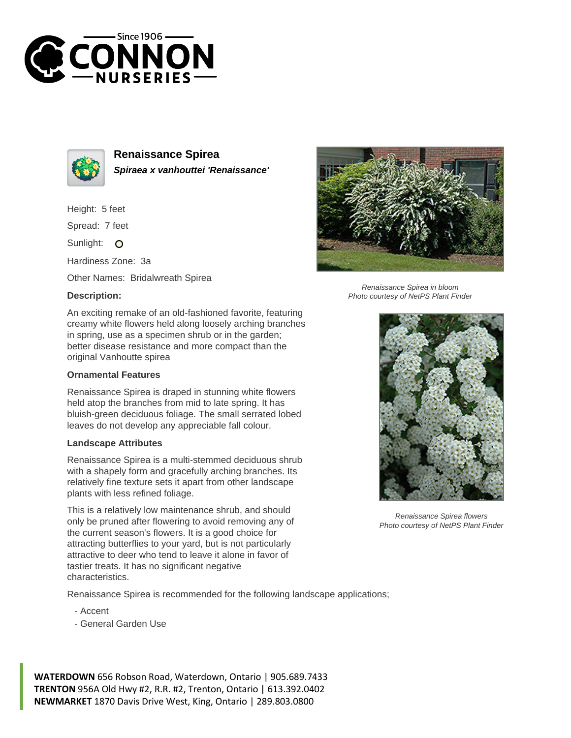# Renaissance Spirea

***Spiraea x vanhouttei 'Renaissance'***

Height: 5 feet

Spread: 7 feet

Sunlight: O

Hardiness Zone: 3a

Other Names: Bridalwreath Spirea

### Description:

An exciting remake of an old-fashioned favorite, featuring creamy white flowers held along loosely arching branches in spring, use as a specimen shrub or in the garden; better disease resistance and more compact than the original Vanhoutte spirea

### Ornamental Features

Renaissance Spirea is draped in stunning white flowers held atop the branches from mid to late spring. It has bluish-green deciduous foliage. The small serrated lobed leaves do not develop any appreciable fall colour.

### Landscape Attributes

Renaissance Spirea is a multi-stemmed deciduous shrub with a shapely form and gracefully arching branches. Its relatively fine texture sets it apart from other landscape plants with less refined foliage.

This is a relatively low maintenance shrub, and should only be pruned after flowering to avoid removing any of the current season's flowers. It is a good choice for attracting butterflies to your yard, but is not particularly attractive to deer who tend to leave it alone in favor of tastier treats. It has no significant negative characteristics.

Renaissance Spirea is recommended for the following landscape applications;

- Accent
- General Garden Use

*Renaissance Spirea in bloom*
*Photo courtesy of NetPS Plant Finder*

*Renaissance Spirea flowers*
*Photo courtesy of NetPS Plant Finder*

**WATERDOWN** 656 Robson Road, Waterdown, Ontario | 905.689.7433
**TRENTON** 956A Old Hwy #2, R.R. #2, Trenton, Ontario | 613.392.0402
**NEWMARKET** 1870 Davis Drive West, King, Ontario | 289.803.0800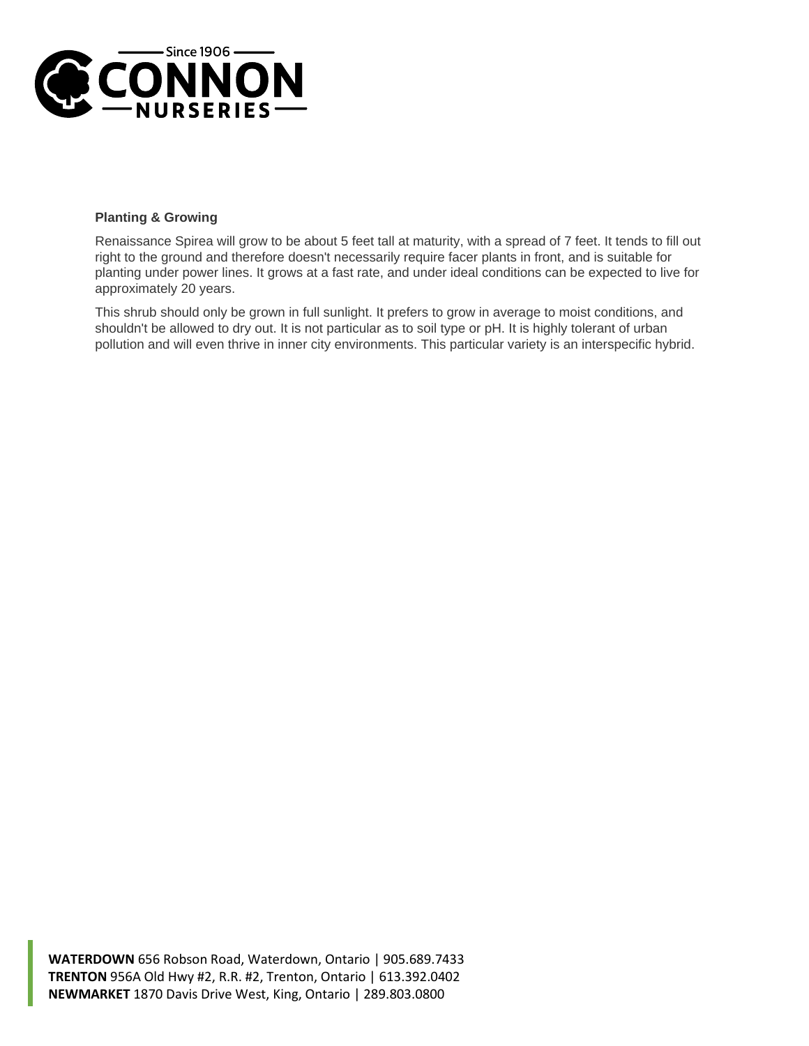### Planting & Growing

Renaissance Spirea will grow to be about 5 feet tall at maturity, with a spread of 7 feet. It tends to fill out right to the ground and therefore doesn't necessarily require facer plants in front, and is suitable for planting under power lines. It grows at a fast rate, and under ideal conditions can be expected to live for approximately 20 years.

This shrub should only be grown in full sunlight. It prefers to grow in average to moist conditions, and shouldn't be allowed to dry out. It is not particular as to soil type or pH. It is highly tolerant of urban pollution and will even thrive in inner city environments. This particular variety is an interspecific hybrid.